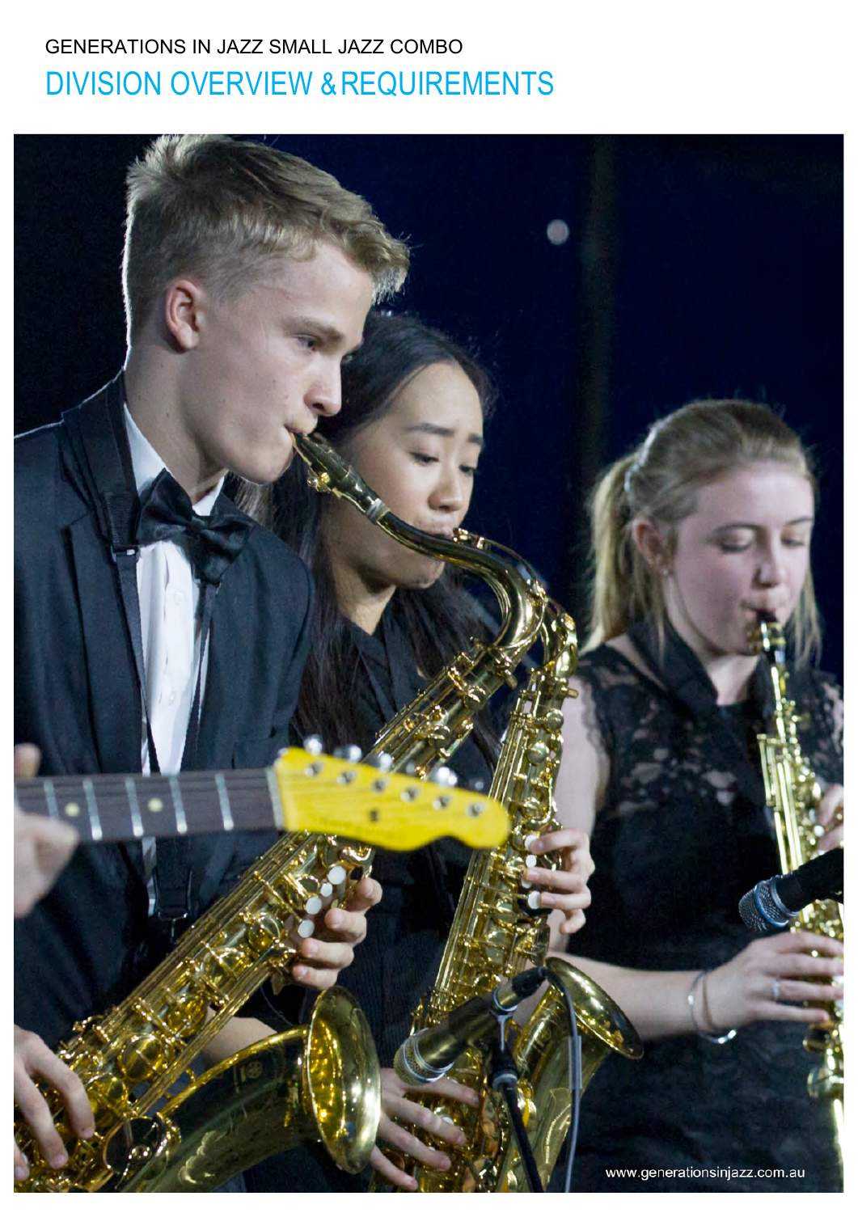GENERATIONS IN JAZZ SMALL JAZZ COMBO

# DIVISION OVERVIEW & REQUIREMENTS

www.generationsinjazz.com.au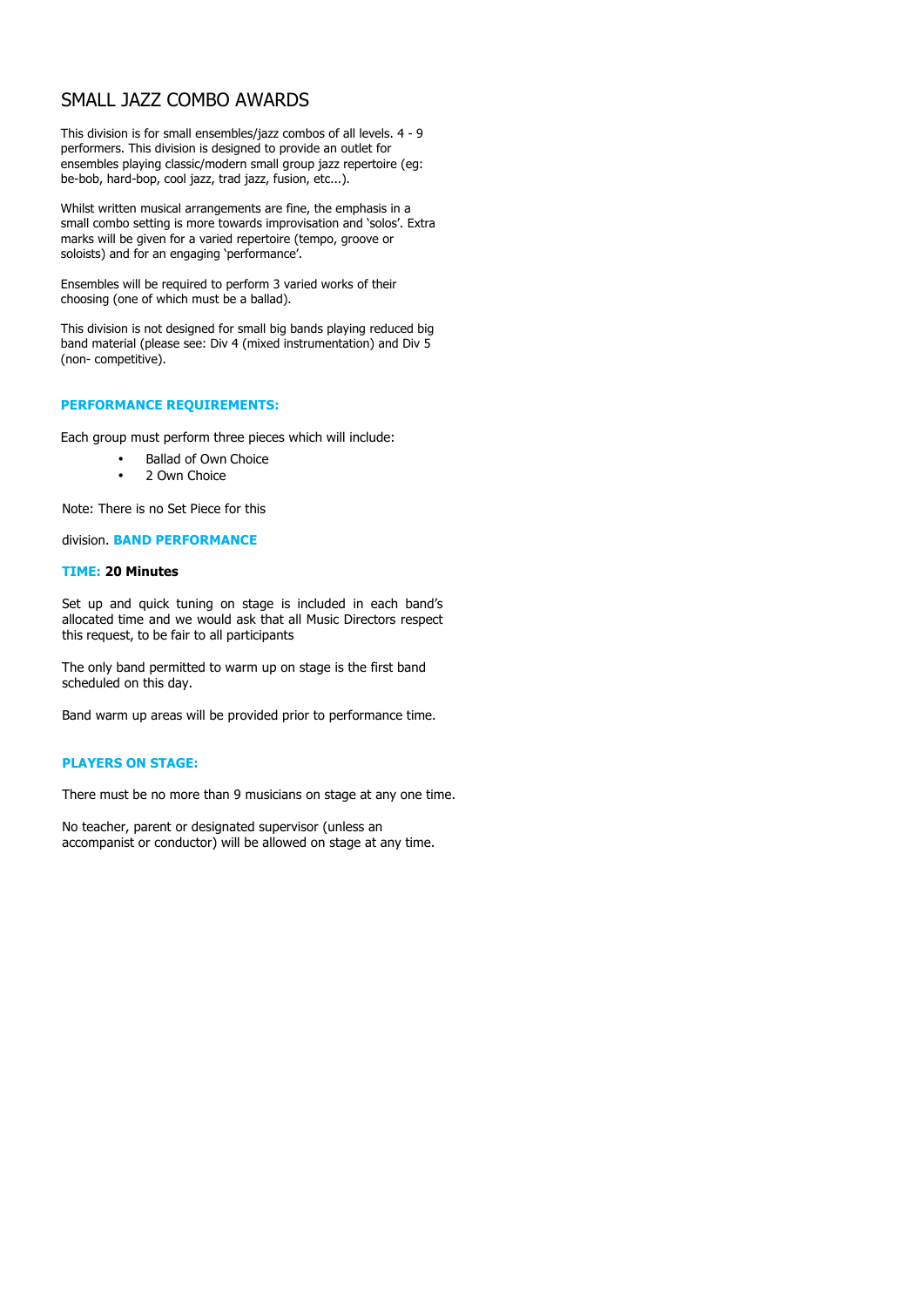# SMALL JAZZ COMBO AWARDS

This division is for small ensembles/jazz combos of all levels. 4 - 9 performers. This division is designed to provide an outlet for ensembles playing classic/modern small group jazz repertoire (eg: be-bob, hard-bop, cool jazz, trad jazz, fusion, etc...).

Whilst written musical arrangements are fine, the emphasis in a small combo setting is more towards improvisation and 'solos'. Extra marks will be given for a varied repertoire (tempo, groove or soloists) and for an engaging 'performance'.

Ensembles will be required to perform 3 varied works of their choosing (one of which must be a ballad).

This division is not designed for small big bands playing reduced big band material (please see: Div 4 (mixed instrumentation) and Div 5 (non- competitive).

**PERFORMANCE REQUIREMENTS:**

Each group must perform three pieces which will include:

- Ballad of Own Choice
- 2 Own Choice

Note: There is no Set Piece for this division.

**BAND PERFORMANCE**

**TIME: 20 Minutes**

Set up and quick tuning on stage is included in each band's allocated time and we would ask that all Music Directors respect this request, to be fair to all participants

The only band permitted to warm up on stage is the first band scheduled on this day.

Band warm up areas will be provided prior to performance time.

**PLAYERS ON STAGE:**

There must be no more than 9 musicians on stage at any one time.

No teacher, parent or designated supervisor (unless an accompanist or conductor) will be allowed on stage at any time.